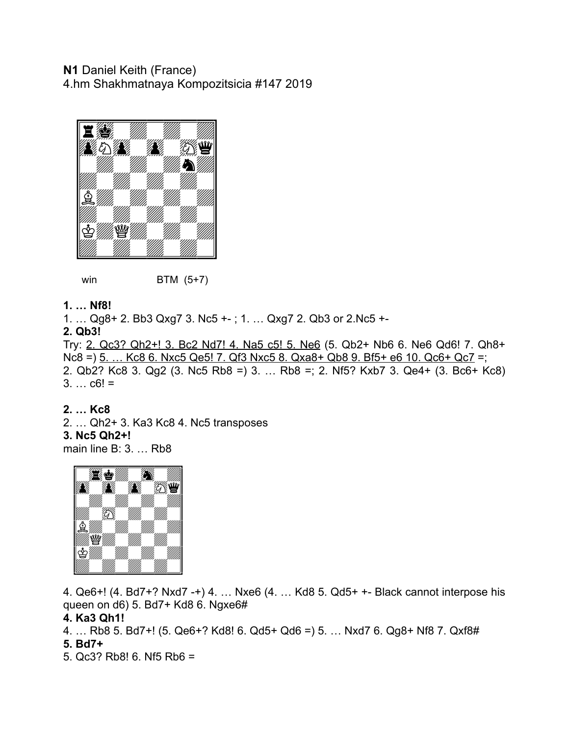**N1** Daniel Keith (France)
4.hm Shakhmatnaya Kompozitsicia #147 2019

win BTM (5+7)

**1. … Nf8!**

1. … Qg8+ 2. Bb3 Qxg7 3. Nc5 +- ; 1. … Qxg7 2. Qb3 or 2.Nc5 +-

**2. Qb3!**

Try: 2. Qc3? Qh2+! 3. Bc2 Nd7! 4. Na5 c5! 5. Ne6 (5. Qb2+ Nb6 6. Ne6 Qd6! 7. Qh8+ Nc8 =) 5. … Kc8 6. Nxc5 Qe5! 7. Qf3 Nxc5 8. Qxa8+ Qb8 9. Bf5+ e6 10. Qc6+ Qc7 =;
2. Qb2? Kc8 3. Qg2 (3. Nc5 Rb8 =) 3. … Rb8 =; 2. Nf5? Kxb7 3. Qe4+ (3. Bc6+ Kc8) 3. … c6! =

**2. … Kc8**

2. … Qh2+ 3. Ka3 Kc8 4. Nc5 transposes

**3. Nc5 Qh2+!**

main line B: 3. … Rb8

4. Qe6+! (4. Bd7+? Nxd7 -+) 4. … Nxe6 (4. … Kd8 5. Qd5+ +- Black cannot interpose his queen on d6) 5. Bd7+ Kd8 6. Ngxe6#

**4. Ka3 Qh1!**

4. … Rb8 5. Bd7+! (5. Qe6+? Kd8! 6. Qd5+ Qd6 =) 5. … Nxd7 6. Qg8+ Nf8 7. Qxf8#

**5. Bd7+**

5. Qc3? Rb8! 6. Nf5 Rb6 =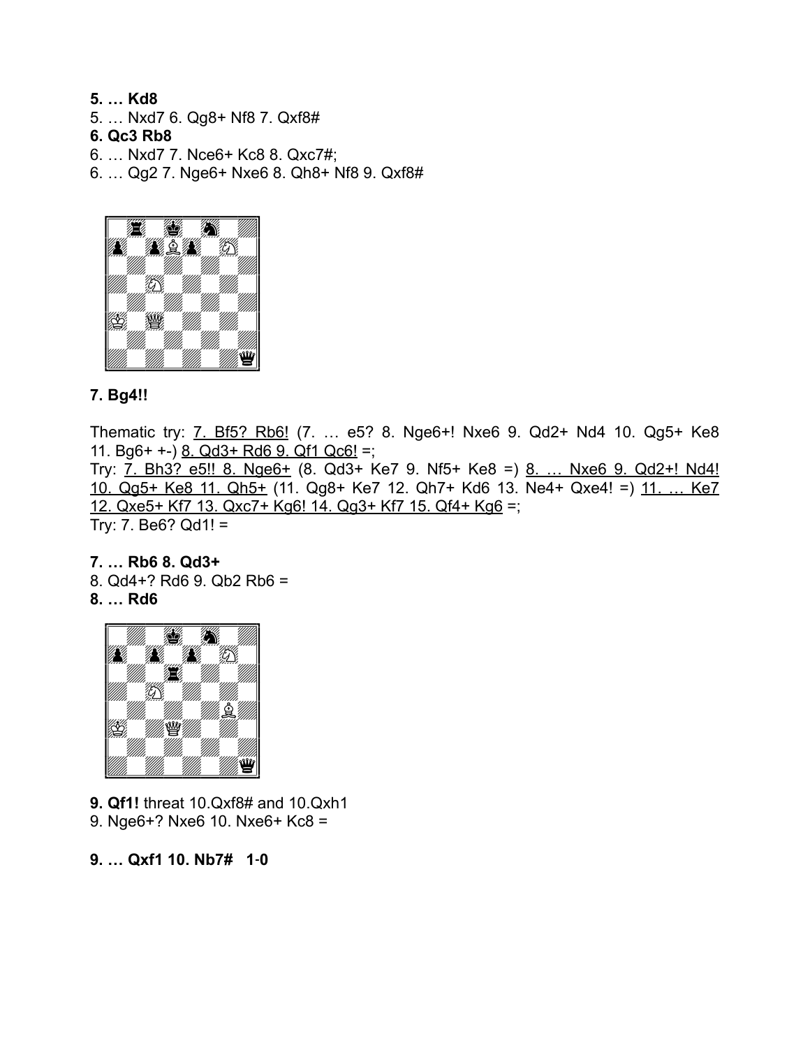**5. … Kd8**
5. … Nxd7 6. Qg8+ Nf8 7. Qxf8#
**6. Qc3 Rb8**
6. … Nxd7 7. Nce6+ Kc8 8. Qxc7#;
6. … Qg2 7. Nge6+ Nxe6 8. Qh8+ Nf8 9. Qxf8#

**7. Bg4!!**

Thematic try: 7. Bf5? Rb6! (7. … e5? 8. Nge6+! Nxe6 9. Qd2+ Nd4 10. Qg5+ Ke8 11. Bg6+ +-) 8. Qd3+ Rd6 9. Qf1 Qc6! =;
Try: 7. Bh3? e5!! 8. Nge6+ (8. Qd3+ Ke7 9. Nf5+ Ke8 =) 8. … Nxe6 9. Qd2+! Nd4! 10. Qg5+ Ke8 11. Qh5+ (11. Qg8+ Ke7 12. Qh7+ Kd6 13. Ne4+ Qxe4! =) 11. … Ke7 12. Qxe5+ Kf7 13. Qxc7+ Kg6! 14. Qg3+ Kf7 15. Qf4+ Kg6 =;
Try: 7. Be6? Qd1! =

**7. … Rb6 8. Qd3+**
8. Qd4+? Rd6 9. Qb2 Rb6 =
**8. … Rd6**

**9. Qf1!** threat 10.Qxf8# and 10.Qxh1
9. Nge6+? Nxe6 10. Nxe6+ Kc8 =

**9. … Qxf1 10. Nb7# 1-0**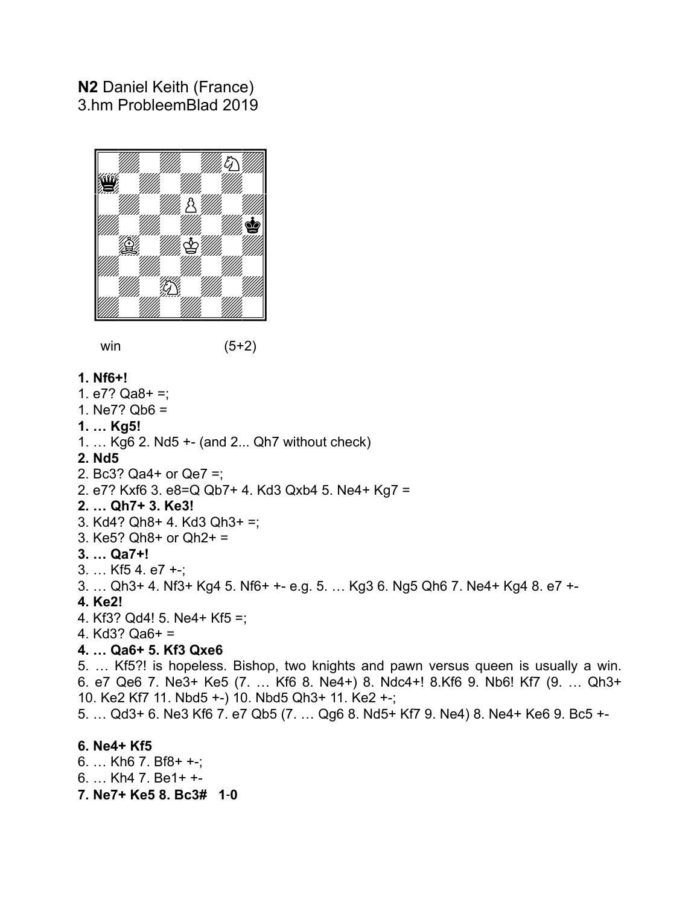**N2** Daniel Keith (France)
3.hm ProbleemBlad 2019

win (5+2)

**1. Nf6+!**
1. e7? Qa8+ =;
1. Ne7? Qb6 =
**1. … Kg5!**
1. … Kg6 2. Nd5 +- (and 2... Qh7 without check)
**2. Nd5**
2. Bc3? Qa4+ or Qe7 =;
2. e7? Kxf6 3. e8=Q Qb7+ 4. Kd3 Qxb4 5. Ne4+ Kg7 =
**2. … Qh7+ 3. Ke3!**
3. Kd4? Qh8+ 4. Kd3 Qh3+ =;
3. Ke5? Qh8+ or Qh2+ =
**3. … Qa7+!**
3. … Kf5 4. e7 +-;
3. … Qh3+ 4. Nf3+ Kg4 5. Nf6+ +- e.g. 5. … Kg3 6. Ng5 Qh6 7. Ne4+ Kg4 8. e7 +-
**4. Ke2!**
4. Kf3? Qd4! 5. Ne4+ Kf5 =;
4. Kd3? Qa6+ =
**4. … Qa6+ 5. Kf3 Qxe6**
5. … Kf5?! is hopeless. Bishop, two knights and pawn versus queen is usually a win. 6. e7 Qe6 7. Ne3+ Ke5 (7. … Kf6 8. Ne4+) 8. Ndc4+! 8.Kf6 9. Nb6! Kf7 (9. … Qh3+ 10. Ke2 Kf7 11. Nbd5 +-) 10. Nbd5 Qh3+ 11. Ke2 +-;
5. … Qd3+ 6. Ne3 Kf6 7. e7 Qb5 (7. … Qg6 8. Nd5+ Kf7 9. Ne4) 8. Ne4+ Ke6 9. Bc5 +-

**6. Ne4+ Kf5**
6. … Kh6 7. Bf8+ +-;
6. … Kh4 7. Be1+ +-
**7. Ne7+ Ke5 8. Bc3# 1-0**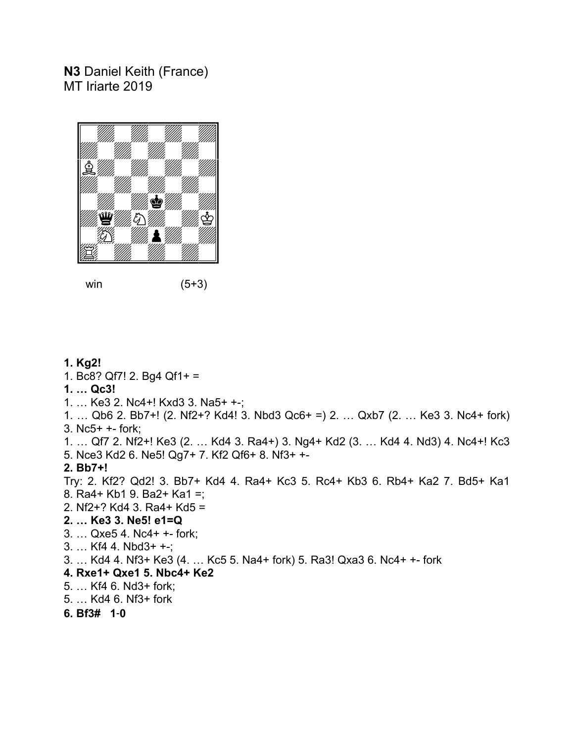**N3** Daniel Keith (France)
MT Iriarte 2019

win (5+3)

**1. Kg2!**
1. Bc8? Qf7! 2. Bg4 Qf1+ =
**1. … Qc3!**
1. … Ke3 2. Nc4+! Kxd3 3. Na5+ +-;
1. … Qb6 2. Bb7+! (2. Nf2+? Kd4! 3. Nbd3 Qc6+ =) 2. … Qxb7 (2. … Ke3 3. Nc4+ fork) 3. Nc5+ +- fork;
1. … Qf7 2. Nf2+! Ke3 (2. … Kd4 3. Ra4+) 3. Ng4+ Kd2 (3. … Kd4 4. Nd3) 4. Nc4+! Kc3 5. Nce3 Kd2 6. Ne5! Qg7+ 7. Kf2 Qf6+ 8. Nf3+ +-
**2. Bb7+!**
Try: 2. Kf2? Qd2! 3. Bb7+ Kd4 4. Ra4+ Kc3 5. Rc4+ Kb3 6. Rb4+ Ka2 7. Bd5+ Ka1 8. Ra4+ Kb1 9. Ba2+ Ka1 =;
2. Nf2+? Kd4 3. Ra4+ Kd5 =
**2. … Ke3 3. Ne5! e1=Q**
3. … Qxe5 4. Nc4+ +- fork;
3. … Kf4 4. Nbd3+ +-;
3. … Kd4 4. Nf3+ Ke3 (4. … Kc5 5. Na4+ fork) 5. Ra3! Qxa3 6. Nc4+ +- fork
**4. Rxe1+ Qxe1 5. Nbc4+ Ke2**
5. … Kf4 6. Nd3+ fork;
5. … Kd4 6. Nf3+ fork
**6. Bf3# 1-0**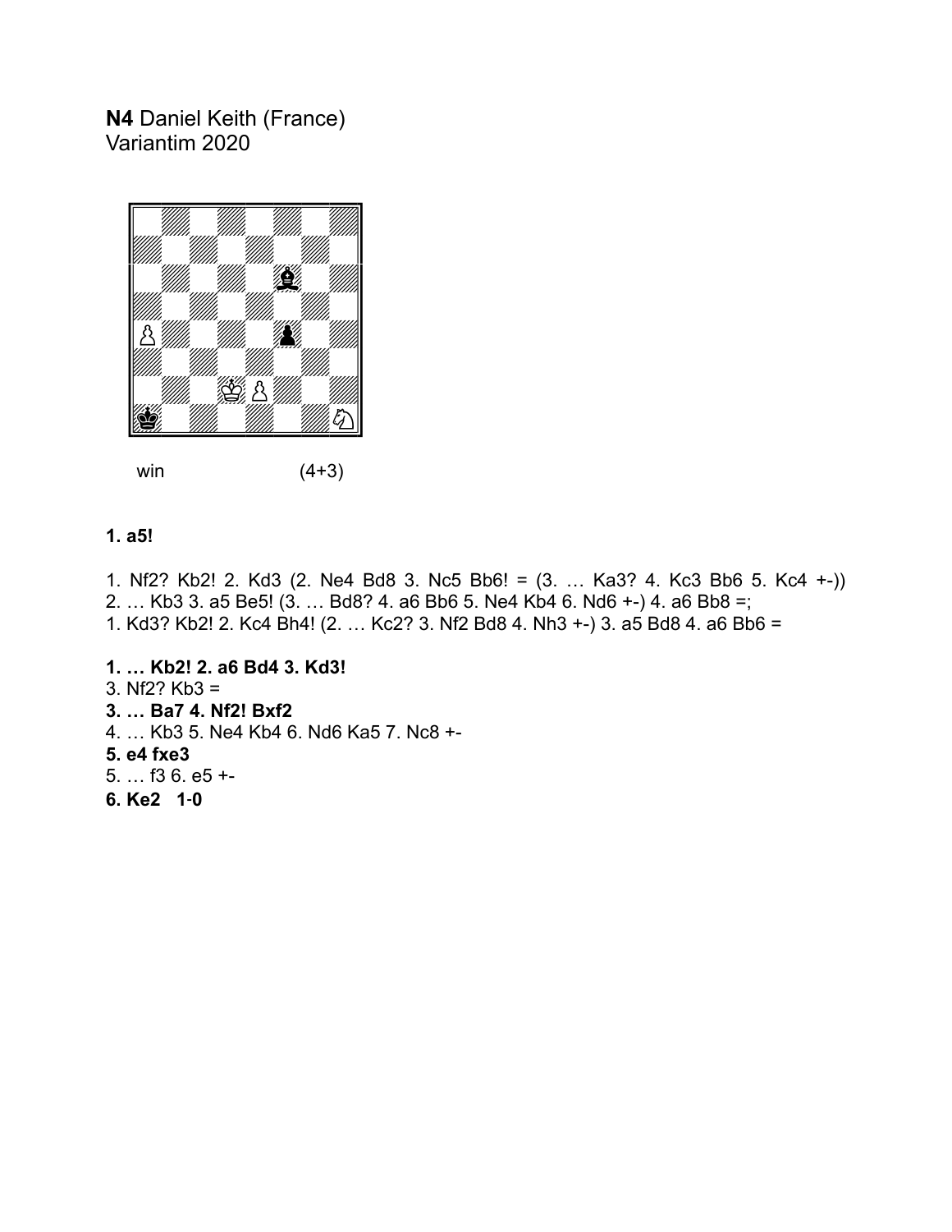**N4** Daniel Keith (France)
Variantim 2020

win (4+3)

**1. a5!**

1. Nf2? Kb2! 2. Kd3 (2. Ne4 Bd8 3. Nc5 Bb6! = (3. … Ka3? 4. Kc3 Bb6 5. Kc4 +-)) 2. … Kb3 3. a5 Be5! (3. … Bd8? 4. a6 Bb6 5. Ne4 Kb4 6. Nd6 +-) 4. a6 Bb8 =;
1. Kd3? Kb2! 2. Kc4 Bh4! (2. … Kc2? 3. Nf2 Bd8 4. Nh3 +-) 3. a5 Bd8 4. a6 Bb6 =

**1. … Kb2! 2. a6 Bd4 3. Kd3!**
3. Nf2? Kb3 =
**3. … Ba7 4. Nf2! Bxf2**
4. … Kb3 5. Ne4 Kb4 6. Nd6 Ka5 7. Nc8 +-
**5. e4 fxe3**
5. … f3 6. e5 +-
**6. Ke2 1-0**